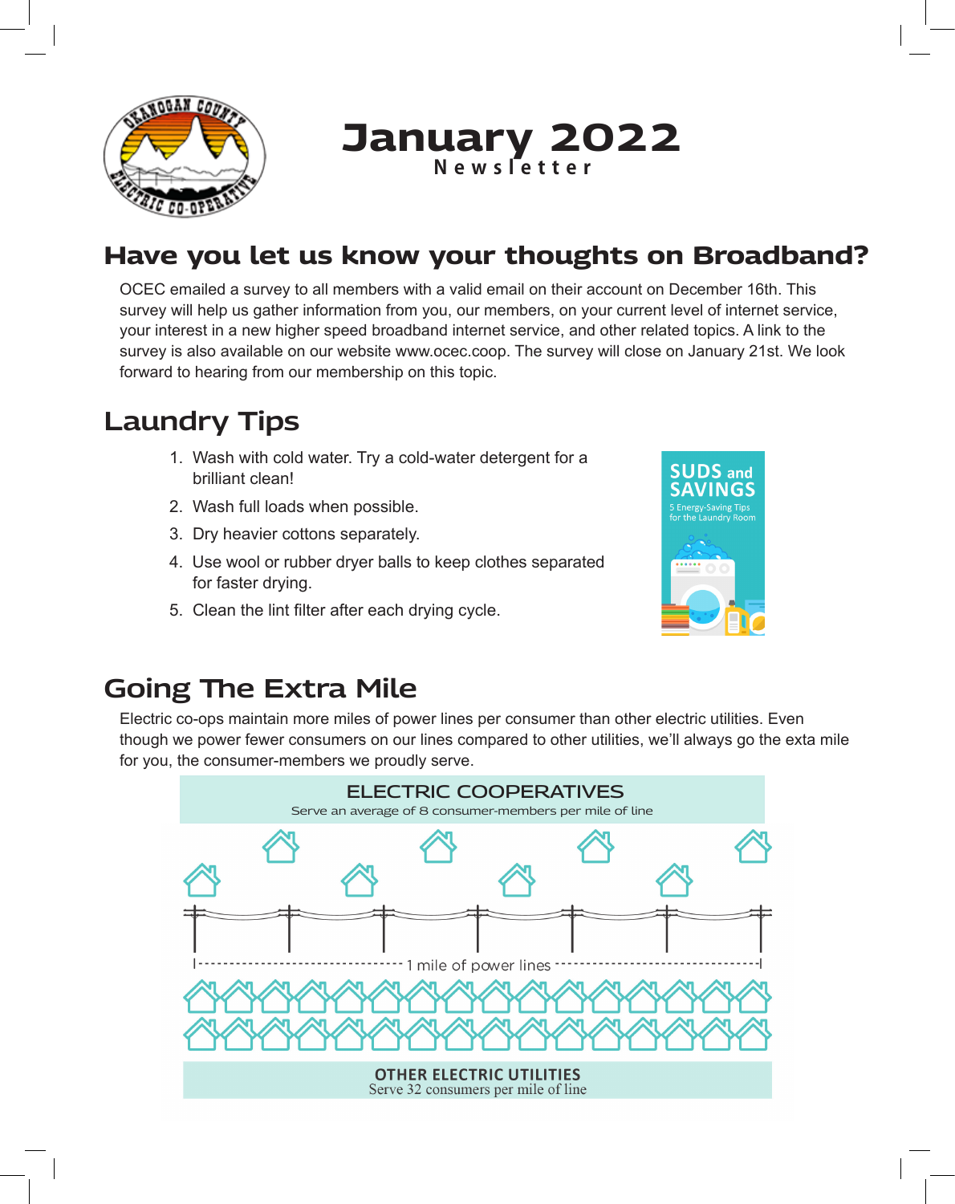# January 2022

**Newsletter**

## Have you let us know your thoughts on Broadband?

OCEC emailed a survey to all members with a valid email on their account on December 16th. This survey will help us gather information from you, our members, on your current level of internet service, your interest in a new higher speed broadband internet service, and other related topics. A link to the survey is also available on our website www.ocec.coop. The survey will close on January 21st. We look forward to hearing from our membership on this topic.

## Laundry Tips

1. Wash with cold water. Try a cold-water detergent for a brilliant clean!
2. Wash full loads when possible.
3. Dry heavier cottons separately.
4. Use wool or rubber dryer balls to keep clothes separated for faster drying.
5. Clean the lint filter after each drying cycle.

SUDS and SAVINGS
5 Energy-Saving Tips for the Laundry Room

## Going The Extra Mile

Electric co-ops maintain more miles of power lines per consumer than other electric utilities. Even though we power fewer consumers on our lines compared to other utilities, we'll always go the exta mile for you, the consumer-members we proudly serve.

ELECTRIC COOPERATIVES
Serve an average of 8 consumer-members per mile of line

1 mile of power lines

OTHER ELECTRIC UTILITIES
Serve 32 consumers per mile of line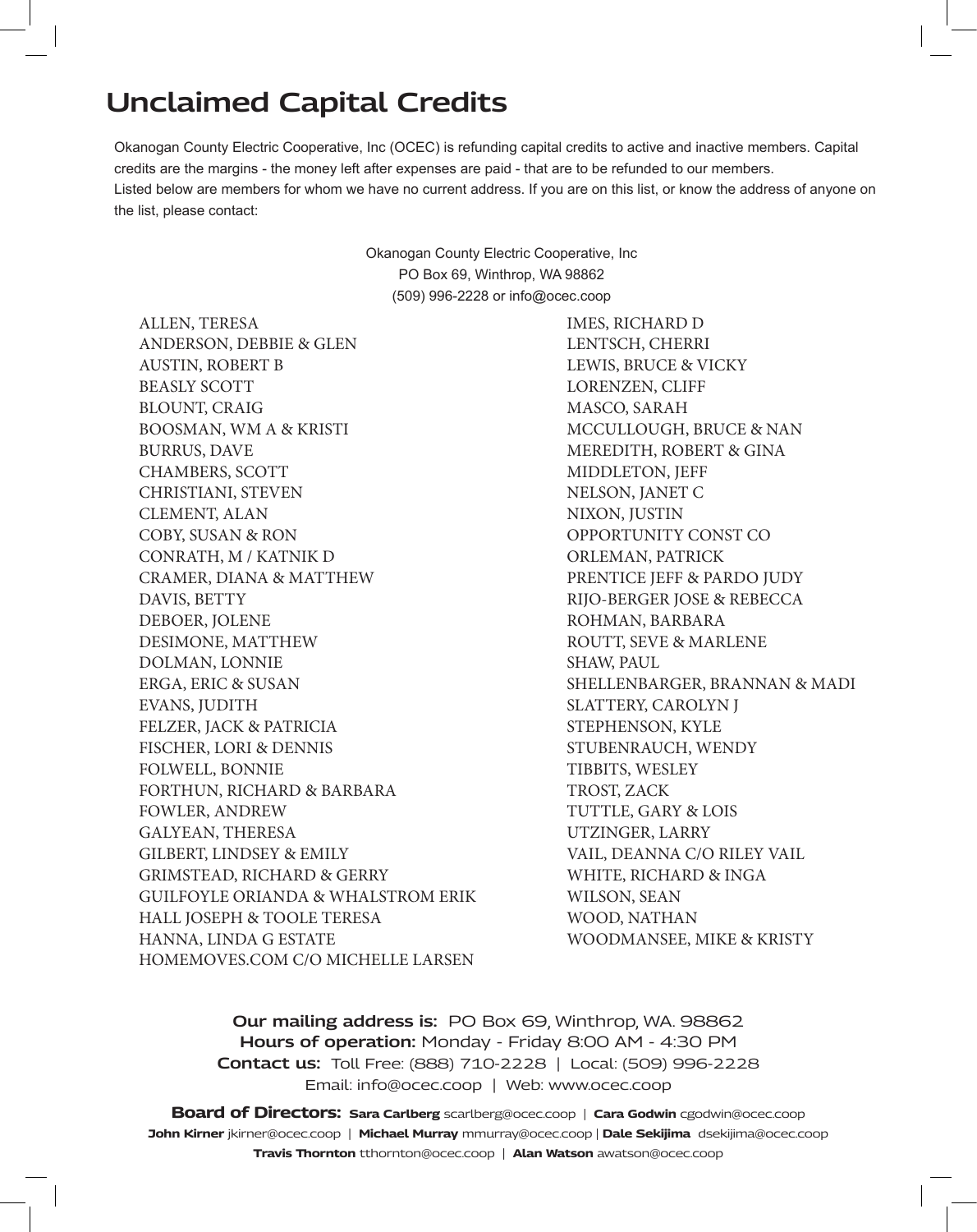# Unclaimed Capital Credits

Okanogan County Electric Cooperative, Inc (OCEC) is refunding capital credits to active and inactive members. Capital credits are the margins - the money left after expenses are paid - that are to be refunded to our members.
Listed below are members for whom we have no current address. If you are on this list, or know the address of anyone on the list, please contact:

Okanogan County Electric Cooperative, Inc
PO Box 69, Winthrop, WA 98862
(509) 996-2228 or info@ocec.coop

ALLEN, TERESA
ANDERSON, DEBBIE & GLEN
AUSTIN, ROBERT B
BEASLY SCOTT
BLOUNT, CRAIG
BOOSMAN, WM A & KRISTI
BURRUS, DAVE
CHAMBERS, SCOTT
CHRISTIANI, STEVEN
CLEMENT, ALAN
COBY, SUSAN & RON
CONRATH, M / KATNIK D
CRAMER, DIANA & MATTHEW
DAVIS, BETTY
DEBOER, JOLENE
DESIMONE, MATTHEW
DOLMAN, LONNIE
ERGA, ERIC & SUSAN
EVANS, JUDITH
FELZER, JACK & PATRICIA
FISCHER, LORI & DENNIS
FOLWELL, BONNIE
FORTHUN, RICHARD & BARBARA
FOWLER, ANDREW
GALYEAN, THERESA
GILBERT, LINDSEY & EMILY
GRIMSTEAD, RICHARD & GERRY
GUILFOYLE ORIANDA & WHALSTROM ERIK
HALL JOSEPH & TOOLE TERESA
HANNA, LINDA G ESTATE
HOMEMOVES.COM C/O MICHELLE LARSEN
IMES, RICHARD D
LENTSCH, CHERRI
LEWIS, BRUCE & VICKY
LORENZEN, CLIFF
MASCO, SARAH
MCCULLOUGH, BRUCE & NAN
MEREDITH, ROBERT & GINA
MIDDLETON, JEFF
NELSON, JANET C
NIXON, JUSTIN
OPPORTUNITY CONST CO
ORLEMAN, PATRICK
PRENTICE JEFF & PARDO JUDY
RIJO-BERGER JOSE & REBECCA
ROHMAN, BARBARA
ROUTT, SEVE & MARLENE
SHAW, PAUL
SHELLENBARGER, BRANNAN & MADI
SLATTERY, CAROLYN J
STEPHENSON, KYLE
STUBENRAUCH, WENDY
TIBBITS, WESLEY
TROST, ZACK
TUTTLE, GARY & LOIS
UTZINGER, LARRY
VAIL, DEANNA C/O RILEY VAIL
WHITE, RICHARD & INGA
WILSON, SEAN
WOOD, NATHAN
WOODMANSEE, MIKE & KRISTY

**Our mailing address is:** PO Box 69, Winthrop, WA. 98862
**Hours of operation:** Monday - Friday 8:00 AM - 4:30 PM
**Contact us:** Toll Free: (888) 710-2228 | Local: (509) 996-2228
Email: info@ocec.coop | Web: www.ocec.coop

**Board of Directors:** **Sara Carlberg** scarlberg@ocec.coop | **Cara Godwin** cgodwin@ocec.coop
**John Kirner** jkirner@ocec.coop | **Michael Murray** mmurray@ocec.coop | **Dale Sekijima** dsekijima@ocec.coop
**Travis Thornton** tthornton@ocec.coop | **Alan Watson** awatson@ocec.coop